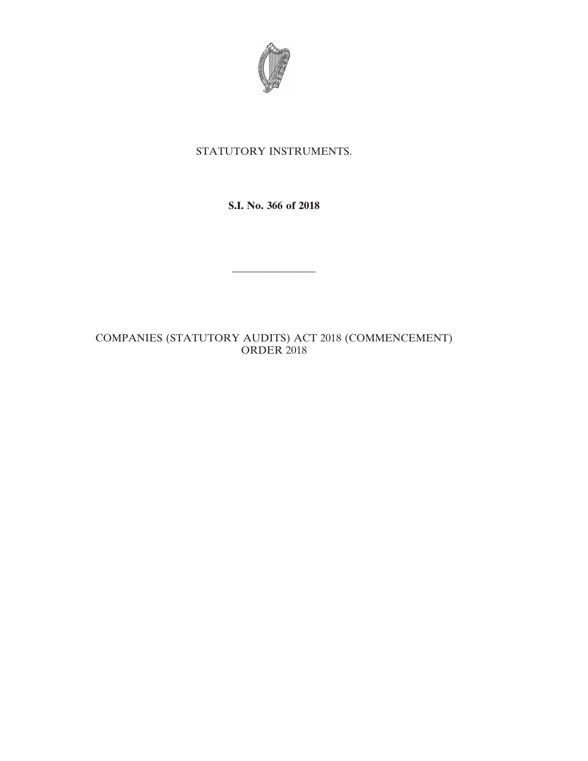STATUTORY INSTRUMENTS.

**S.I. No. 366 of 2018**

---

COMPANIES (STATUTORY AUDITS) ACT 2018 (COMMENCEMENT) ORDER 2018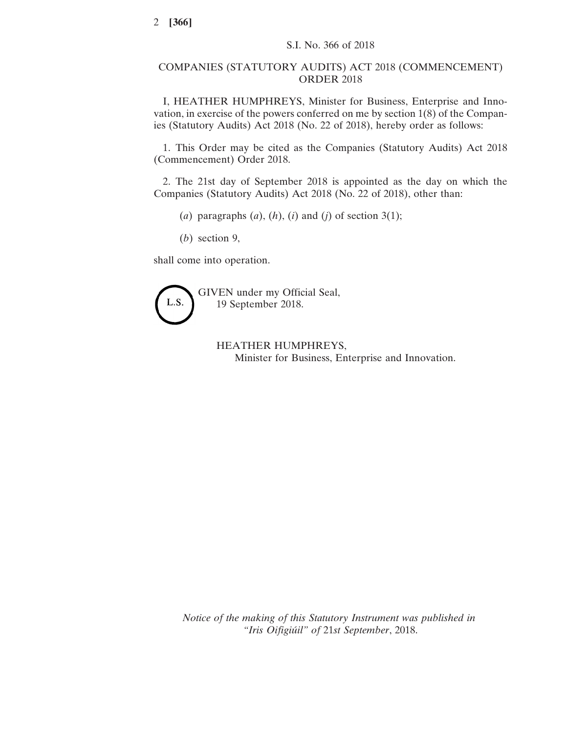S.I. No. 366 of 2018

# COMPANIES (STATUTORY AUDITS) ACT 2018 (COMMENCEMENT) ORDER 2018

I, HEATHER HUMPHREYS, Minister for Business, Enterprise and Innovation, in exercise of the powers conferred on me by section 1(8) of the Companies (Statutory Audits) Act 2018 (No. 22 of 2018), hereby order as follows:

1. This Order may be cited as the Companies (Statutory Audits) Act 2018 (Commencement) Order 2018.

2. The 21st day of September 2018 is appointed as the day on which the Companies (Statutory Audits) Act 2018 (No. 22 of 2018), other than:

(*a*) paragraphs (*a*), (*h*), (*i*) and (*j*) of section 3(1);

(*b*) section 9,

shall come into operation.

L.S.

GIVEN under my Official Seal,
19 September 2018.

HEATHER HUMPHREYS,
Minister for Business, Enterprise and Innovation.

*Notice of the making of this Statutory Instrument was published in "Iris Oifigiúil" of* 21*st September*, 2018.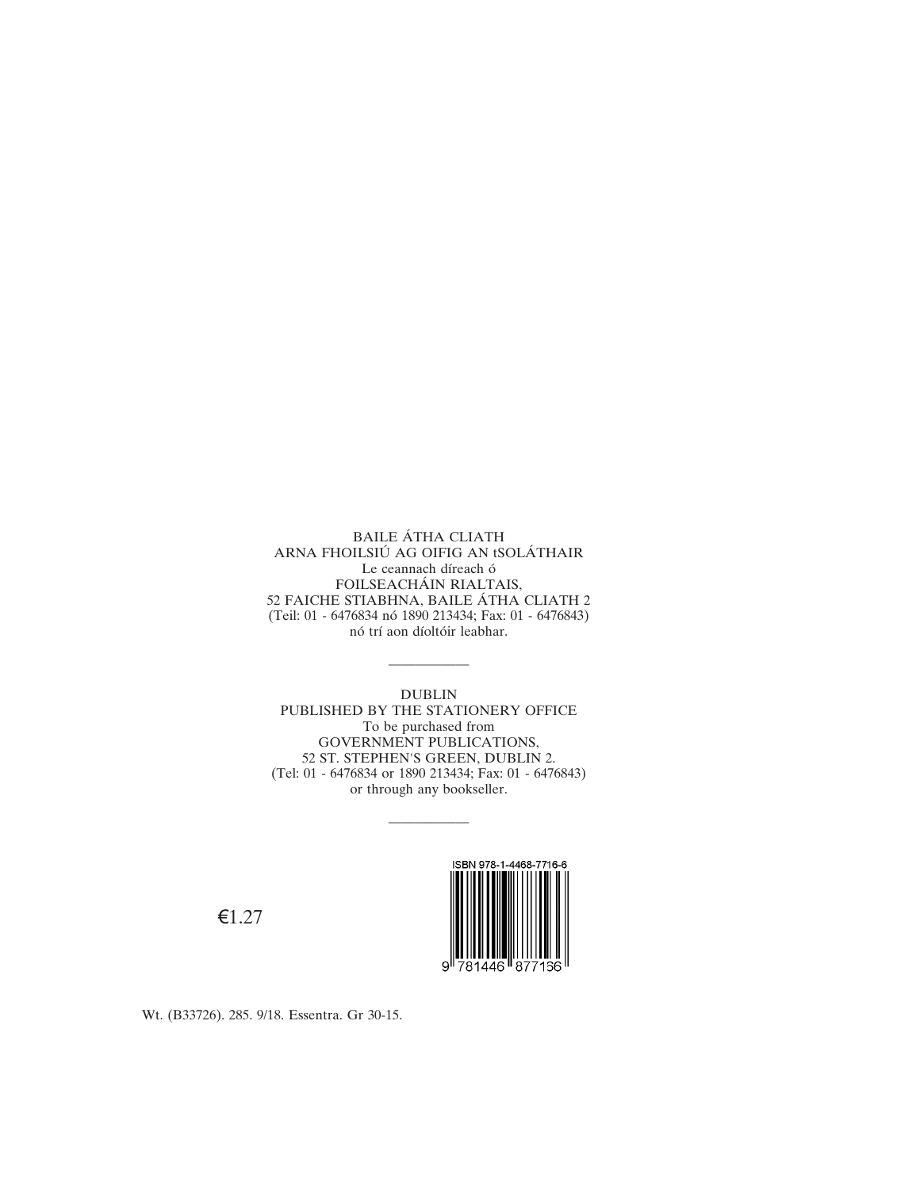BAILE ÁTHA CLIATH
ARNA FHOILSIÚ AG OIFIG AN tSOLÁTHAIR
Le ceannach díreach ó
FOILSEACHÁIN RIALTAIS,
52 FAICHE STIABHNA, BAILE ÁTHA CLIATH 2
(Teil: 01 - 6476834 nó 1890 213434; Fax: 01 - 6476843)
nó trí aon díoltóir leabhar.

---

DUBLIN
PUBLISHED BY THE STATIONERY OFFICE
To be purchased from
GOVERNMENT PUBLICATIONS,
52 ST. STEPHEN'S GREEN, DUBLIN 2.
(Tel: 01 - 6476834 or 1890 213434; Fax: 01 - 6476843)
or through any bookseller.

---

ISBN 978-1-4468-7716-6

9 781446 877156

€1.27

Wt. (B33726). 285. 9/18. Essentra. Gr 30-15.